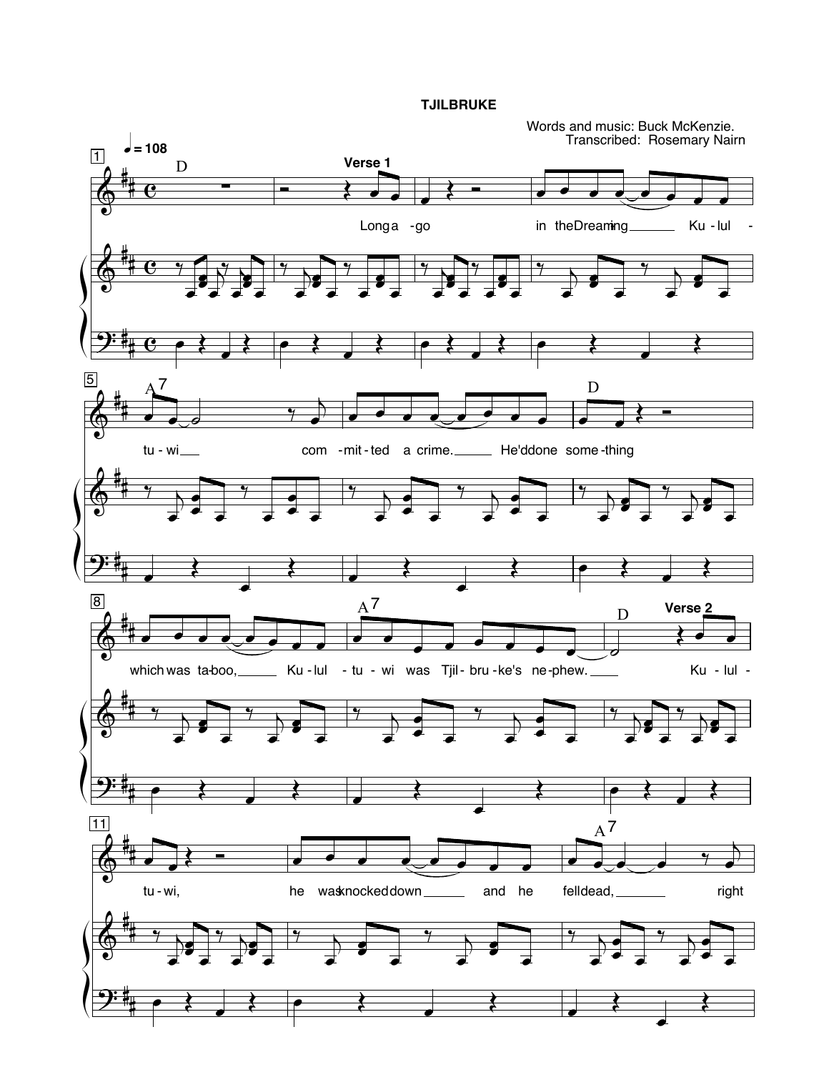# TJILBRUKE

Words and music: Buck McKenzie.
Transcribed: Rosemary Nairn

♩ = 108

**Verse 1**

Long a - go in the Dreaming Ku - lul - tu - wi com - mit - ted a crime. He'd done some - thing which was ta - boo, Ku - lul - tu - wi was Tjil - bru - ke's ne - phew.

**Verse 2**

Ku - lul - tu - wi, he was knocked down and he fell dead, right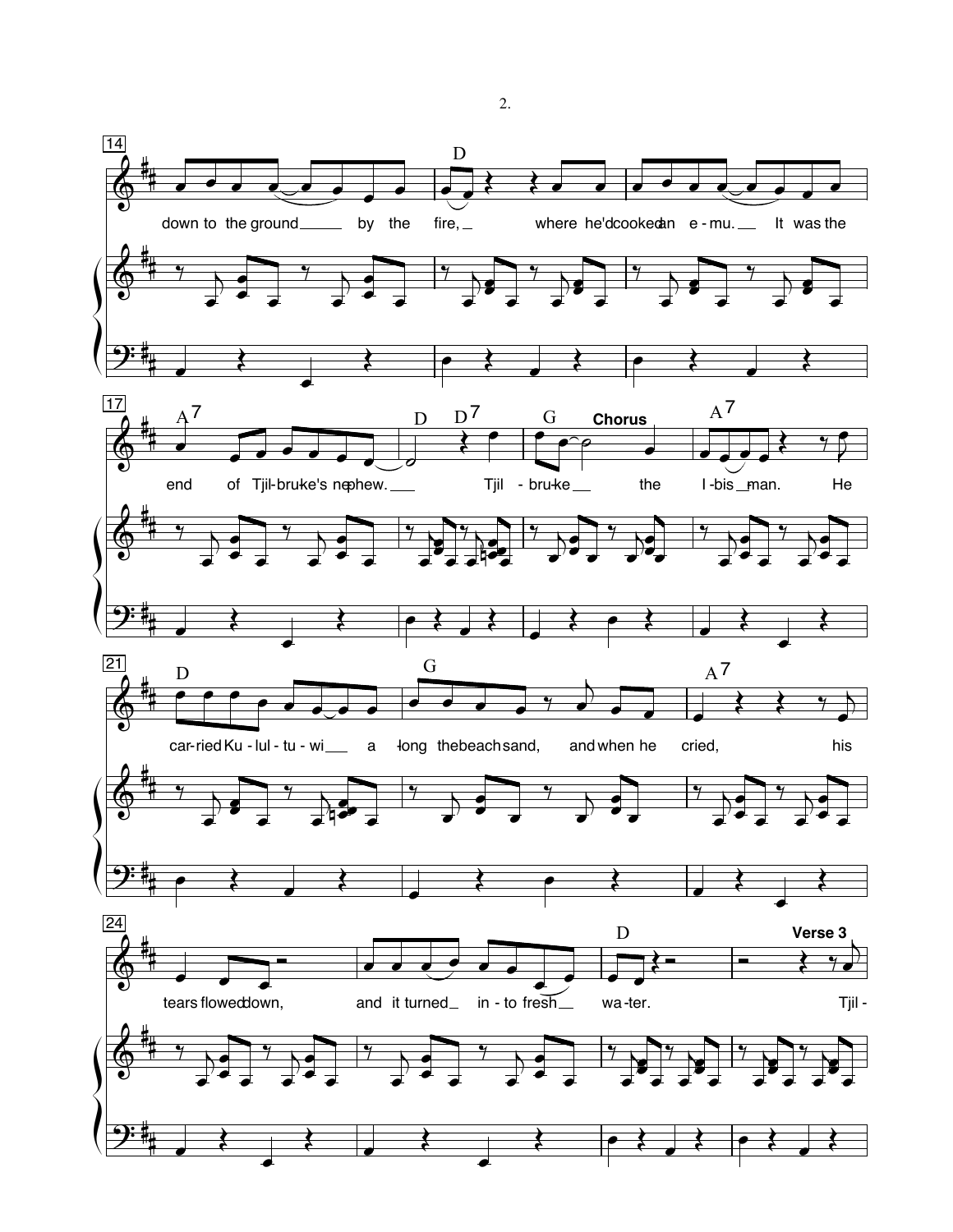14

D

down to the ground ___ by the fire, _ where he'd cooked an e - mu. __ It was the

17

A7 D D7 G **Chorus** A7

end of Tjil-bru-ke's nephew. ___ Tjil - bru-ke __ the I - bis _ man. He

21

D G A7

car-ried Ku - lul - tu - wi __ a - long the beach sand, and when he cried, his

24

D **Verse 3**

tears flowed down, and it turned _ in - to fresh __ wa - ter. Tjil -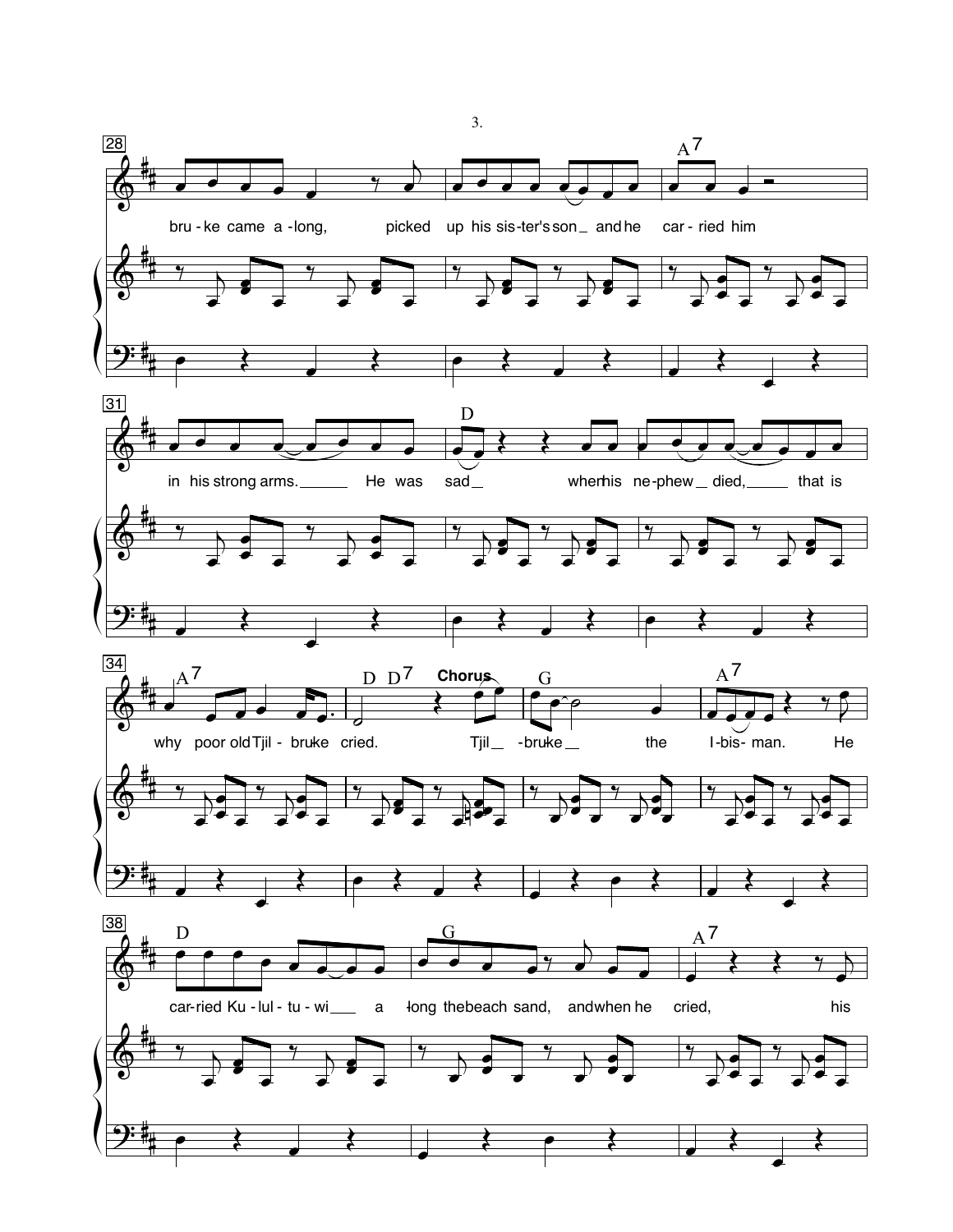28

A7

bru - ke came a - long, picked up his sis - ter's son _ and he car - ried him

31

D

in his strong arms. ______ He was sad _ when his ne - phew _ died, _____ that is

34

A7 D D7 **Chorus** G A7

why poor old Tjil - bruke cried. Tjil _ - bruke _ the I - bis - man. He

38

D G A7

car - ried Ku - lul - tu - wi ___ a - long the beach sand, and when he cried, his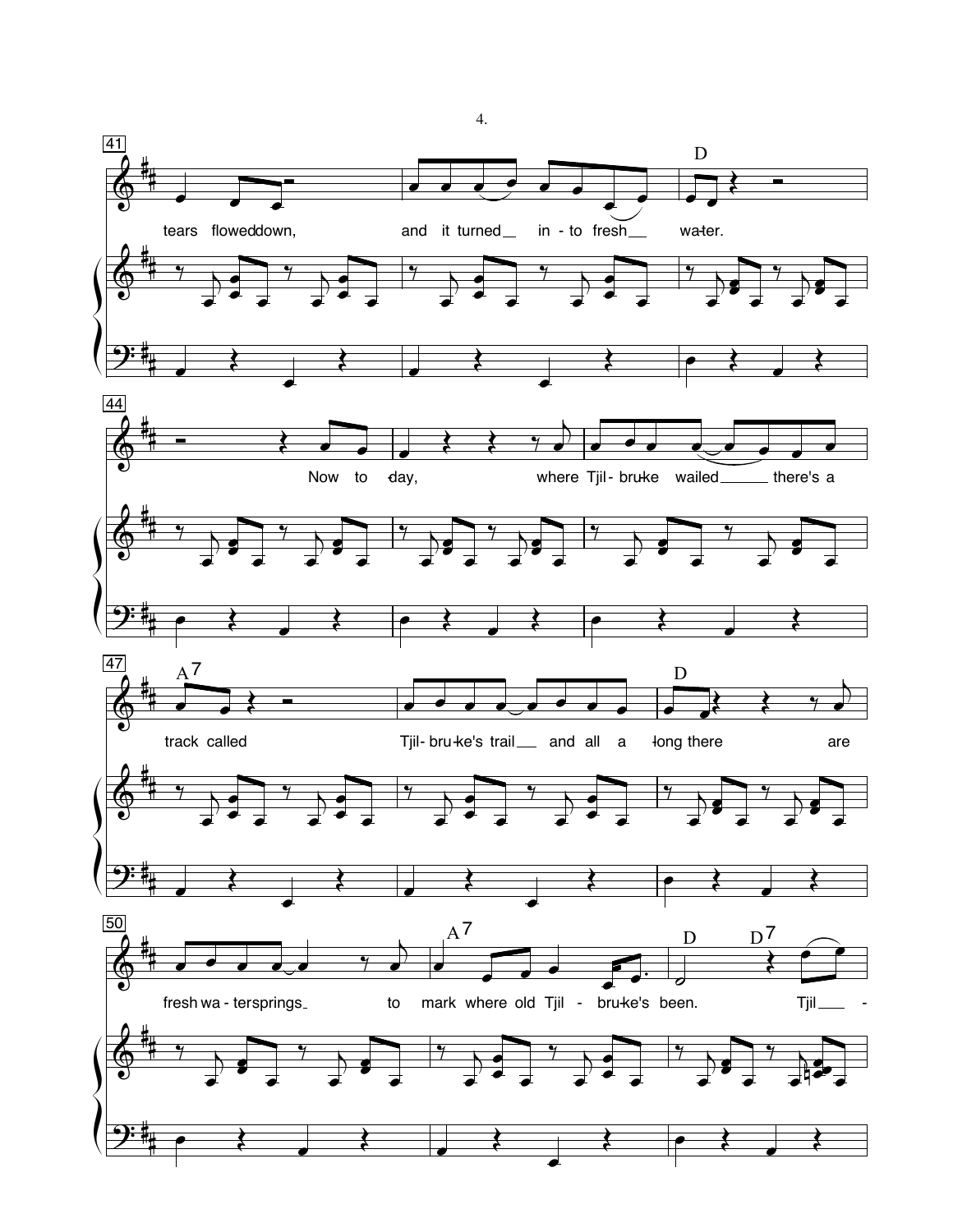41

tears flowed down, and it turned into fresh water.

D

44

Now today, where Tjilbruke wailed there's a

47

A7

track called Tjilbruke's trail and all along there are

D

50

fresh watersprings to mark where old Tjilbruke's been. Tjil -

A7 D D7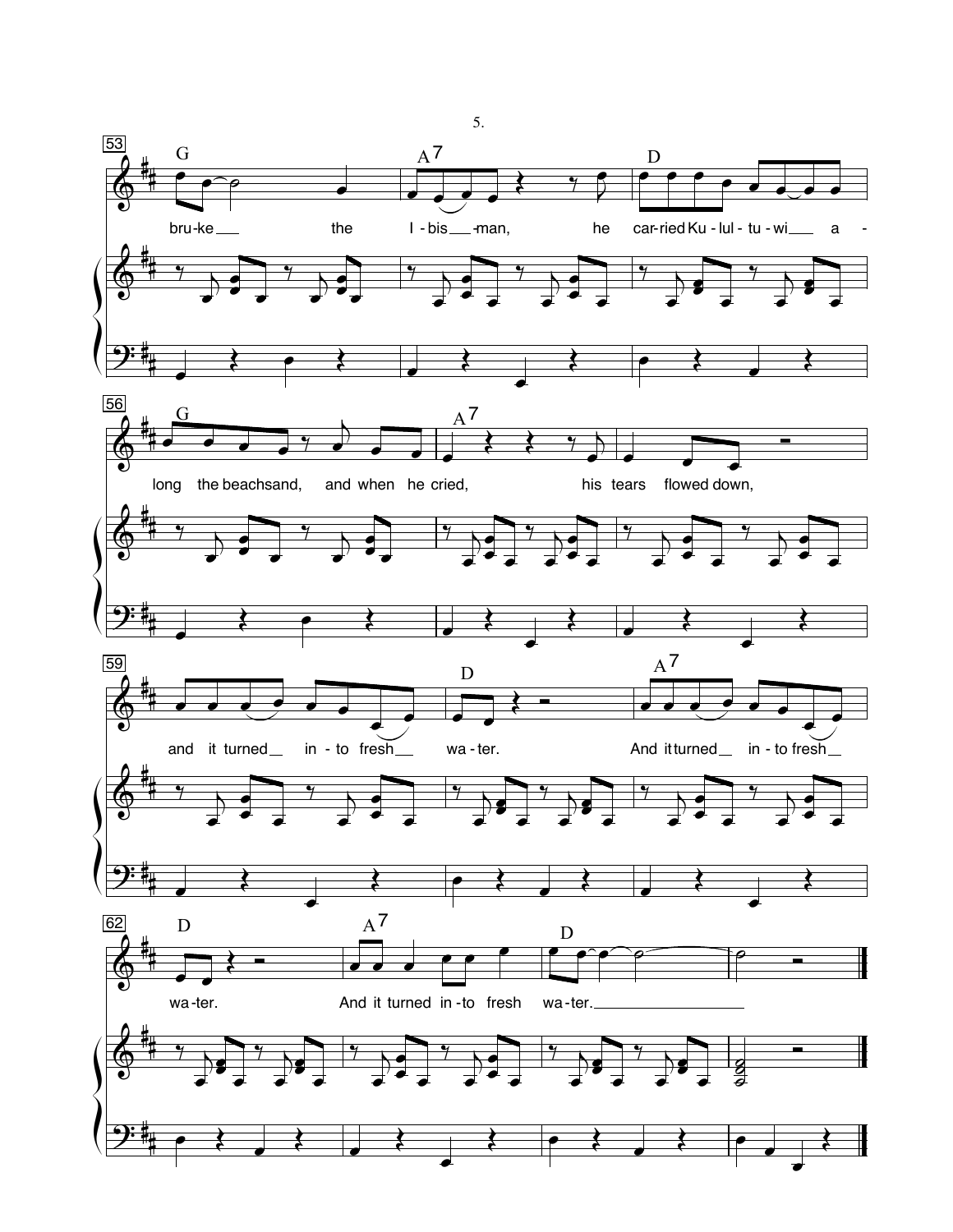bru-ke the I-bis-man, he car-ried Ku-lul-tu-wi a-long the beach sand, and when he cried, his tears flowed down, and it turned in-to fresh wa-ter. And it turned in-to fresh wa-ter. And it turned in-to fresh wa-ter.